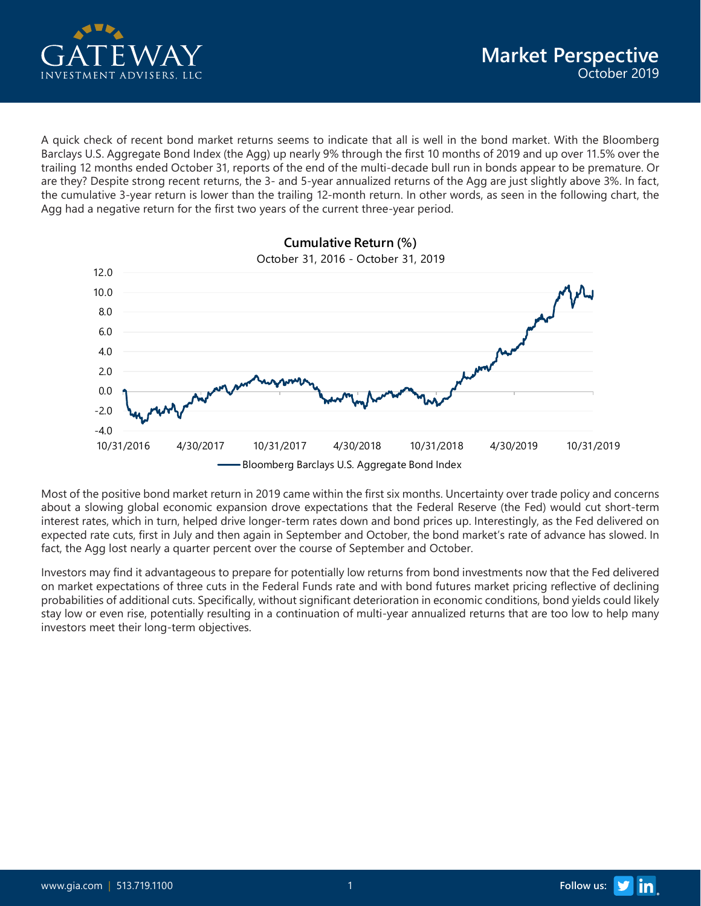# GATEWAY INVESTMENT ADVISERS, LLC

## Market Perspective
October 2019

A quick check of recent bond market returns seems to indicate that all is well in the bond market. With the Bloomberg Barclays U.S. Aggregate Bond Index (the Agg) up nearly 9% through the first 10 months of 2019 and up over 11.5% over the trailing 12 months ended October 31, reports of the end of the multi-decade bull run in bonds appear to be premature. Or are they? Despite strong recent returns, the 3- and 5-year annualized returns of the Agg are just slightly above 3%. In fact, the cumulative 3-year return is lower than the trailing 12-month return. In other words, as seen in the following chart, the Agg had a negative return for the first two years of the current three-year period.

**Cumulative Return (%)**
October 31, 2016 - October 31, 2019

Y-axis: -4.0, -2.0, 0.0, 2.0, 4.0, 6.0, 8.0, 10.0, 12.0
X-axis: 10/31/2016, 4/30/2017, 10/31/2017, 4/30/2018, 10/31/2018, 4/30/2019, 10/31/2019

Bloomberg Barclays U.S. Aggregate Bond Index

Most of the positive bond market return in 2019 came within the first six months. Uncertainty over trade policy and concerns about a slowing global economic expansion drove expectations that the Federal Reserve (the Fed) would cut short-term interest rates, which in turn, helped drive longer-term rates down and bond prices up. Interestingly, as the Fed delivered on expected rate cuts, first in July and then again in September and October, the bond market's rate of advance has slowed. In fact, the Agg lost nearly a quarter percent over the course of September and October.

Investors may find it advantageous to prepare for potentially low returns from bond investments now that the Fed delivered on market expectations of three cuts in the Federal Funds rate and with bond futures market pricing reflective of declining probabilities of additional cuts. Specifically, without significant deterioration in economic conditions, bond yields could likely stay low or even rise, potentially resulting in a continuation of multi-year annualized returns that are too low to help many investors meet their long-term objectives.

www.gia.com | 513.719.1100

Follow us: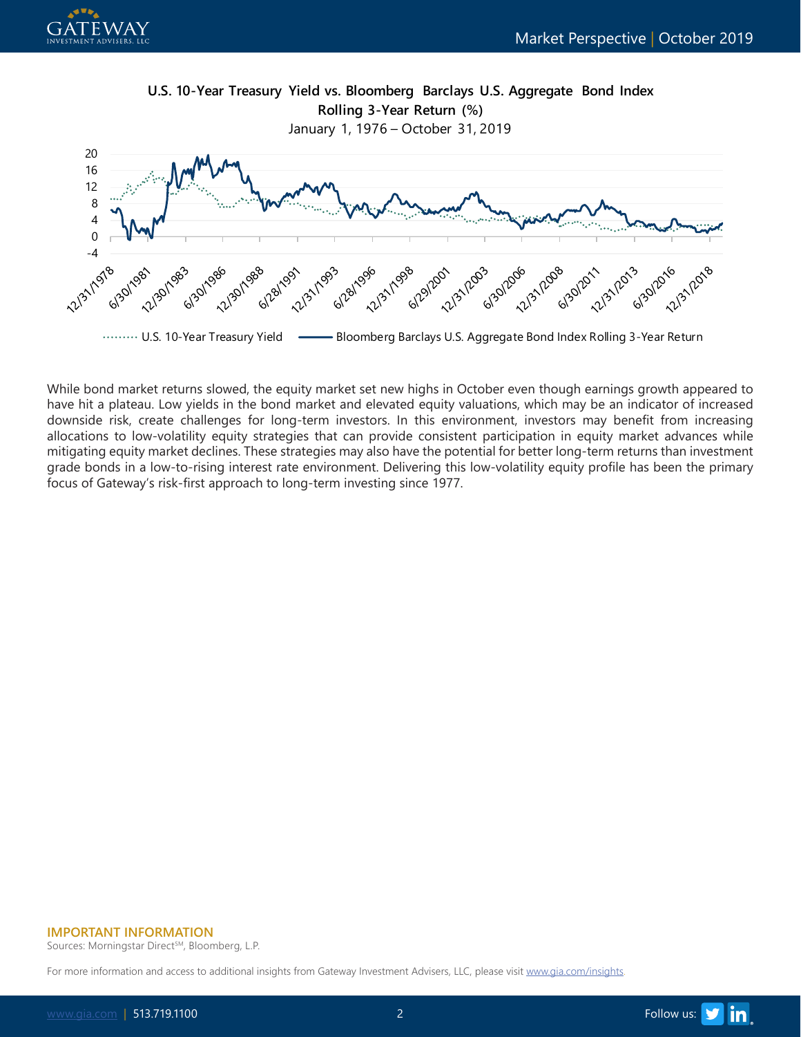**U.S. 10-Year Treasury Yield vs. Bloomberg Barclays U.S. Aggregate Bond Index Rolling 3-Year Return (%)**

January 1, 1976 – October 31, 2019

20
16
12
8
4
0
-4

12/31/1978
6/30/1981
12/30/1983
6/30/1986
12/30/1988
6/28/1991
12/31/1993
6/28/1996
12/31/1998
6/29/2001
12/31/2003
6/30/2006
12/31/2008
6/30/2011
12/31/2013
6/30/2016
12/31/2018

U.S. 10-Year Treasury Yield
Bloomberg Barclays U.S. Aggregate Bond Index Rolling 3-Year Return

While bond market returns slowed, the equity market set new highs in October even though earnings growth appeared to have hit a plateau. Low yields in the bond market and elevated equity valuations, which may be an indicator of increased downside risk, create challenges for long-term investors. In this environment, investors may benefit from increasing allocations to low-volatility equity strategies that can provide consistent participation in equity market advances while mitigating equity market declines. These strategies may also have the potential for better long-term returns than investment grade bonds in a low-to-rising interest rate environment. Delivering this low-volatility equity profile has been the primary focus of Gateway's risk-first approach to long-term investing since 1977.

## IMPORTANT INFORMATION

Sources: Morningstar Direct[SM], Bloomberg, L.P.

For more information and access to additional insights from Gateway Investment Advisers, LLC, please visit www.gia.com/insights.